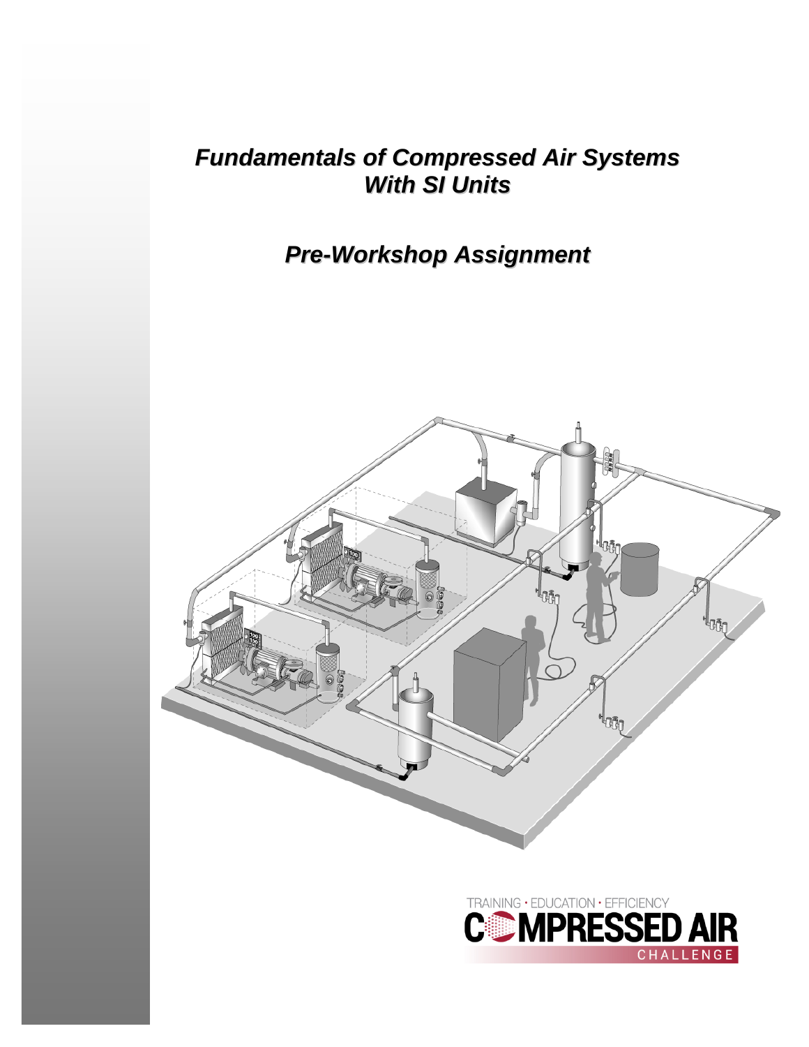# Fundamentals of Compressed Air Systems With SI Units

## Pre-Workshop Assignment

TRAINING • EDUCATION • EFFICIENCY

COMPRESSED AIR CHALLENGE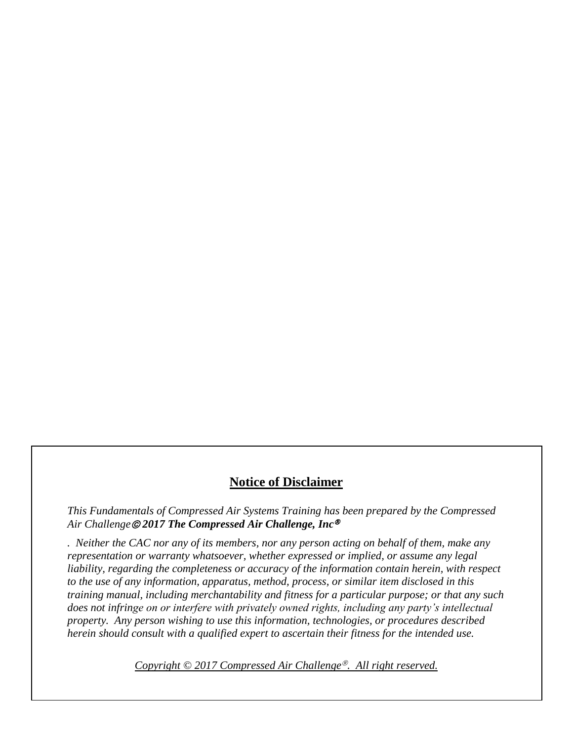## **Notice of Disclaimer**

*This Fundamentals of Compressed Air Systems Training has been prepared by the Compressed Air Challenge© **2017 The Compressed Air Challenge, Inc®***

*. Neither the CAC nor any of its members, nor any person acting on behalf of them, make any representation or warranty whatsoever, whether expressed or implied, or assume any legal liability, regarding the completeness or accuracy of the information contain herein, with respect to the use of any information, apparatus, method, process, or similar item disclosed in this training manual, including merchantability and fitness for a particular purpose; or that any such does not infringe on or interfere with privately owned rights, including any party's intellectual property. Any person wishing to use this information, technologies, or procedures described herein should consult with a qualified expert to ascertain their fitness for the intended use.*

*Copyright © 2017 Compressed Air Challenge®. All right reserved.*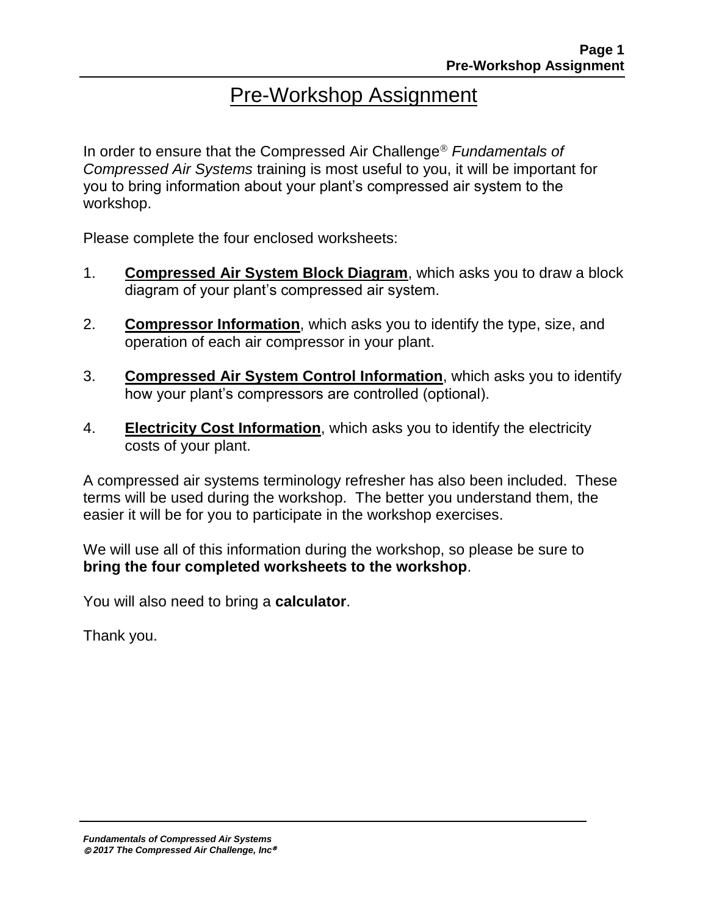# Pre-Workshop Assignment

In order to ensure that the Compressed Air Challenge® *Fundamentals of Compressed Air Systems* training is most useful to you, it will be important for you to bring information about your plant's compressed air system to the workshop.

Please complete the four enclosed worksheets:

1. **Compressed Air System Block Diagram**, which asks you to draw a block diagram of your plant's compressed air system.

2. **Compressor Information**, which asks you to identify the type, size, and operation of each air compressor in your plant.

3. **Compressed Air System Control Information**, which asks you to identify how your plant's compressors are controlled (optional).

4. **Electricity Cost Information**, which asks you to identify the electricity costs of your plant.

A compressed air systems terminology refresher has also been included. These terms will be used during the workshop. The better you understand them, the easier it will be for you to participate in the workshop exercises.

We will use all of this information during the workshop, so please be sure to **bring the four completed worksheets to the workshop**.

You will also need to bring a **calculator**.

Thank you.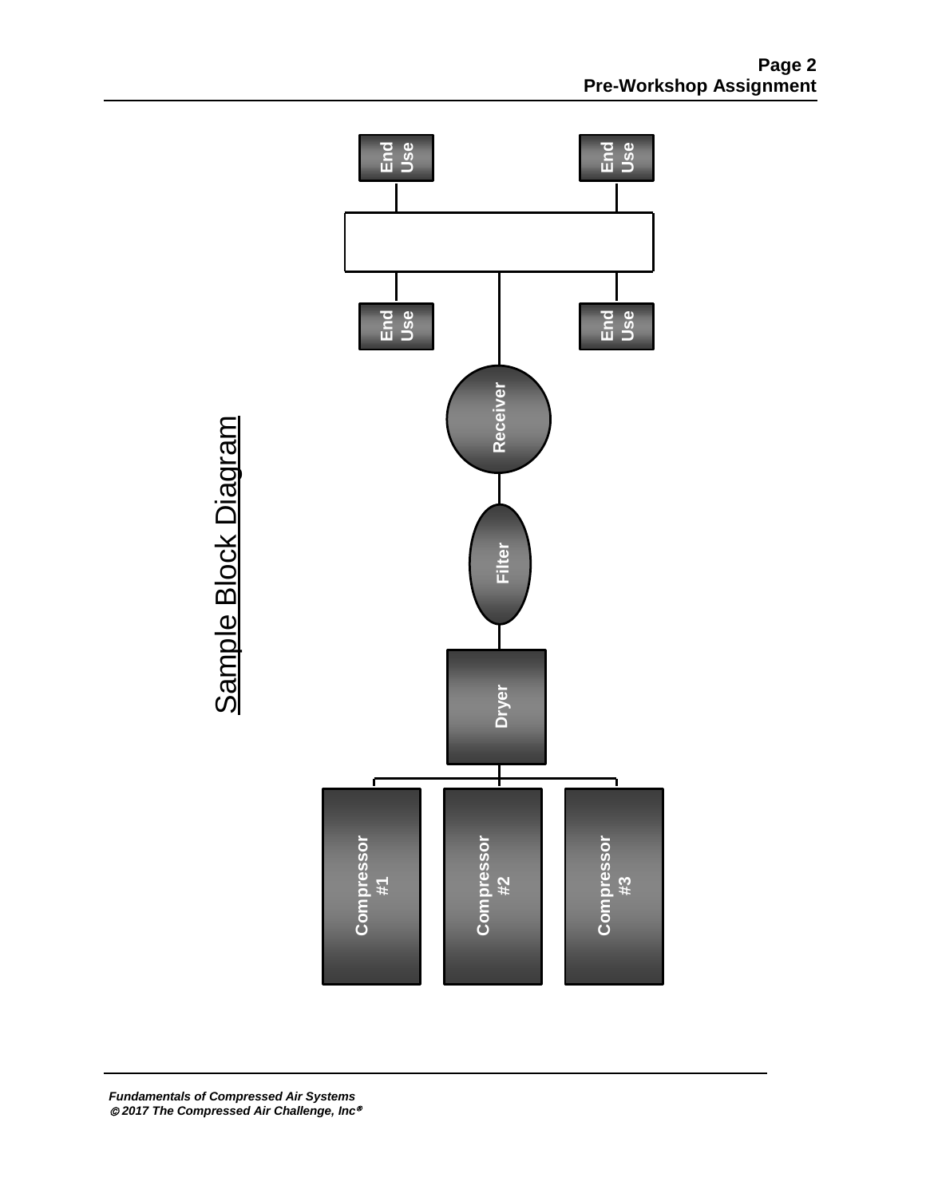# Sample Block Diagram

Compressor #1

Compressor #2

Compressor #3

Dryer

Filter

Receiver

End Use

End Use

End Use

End Use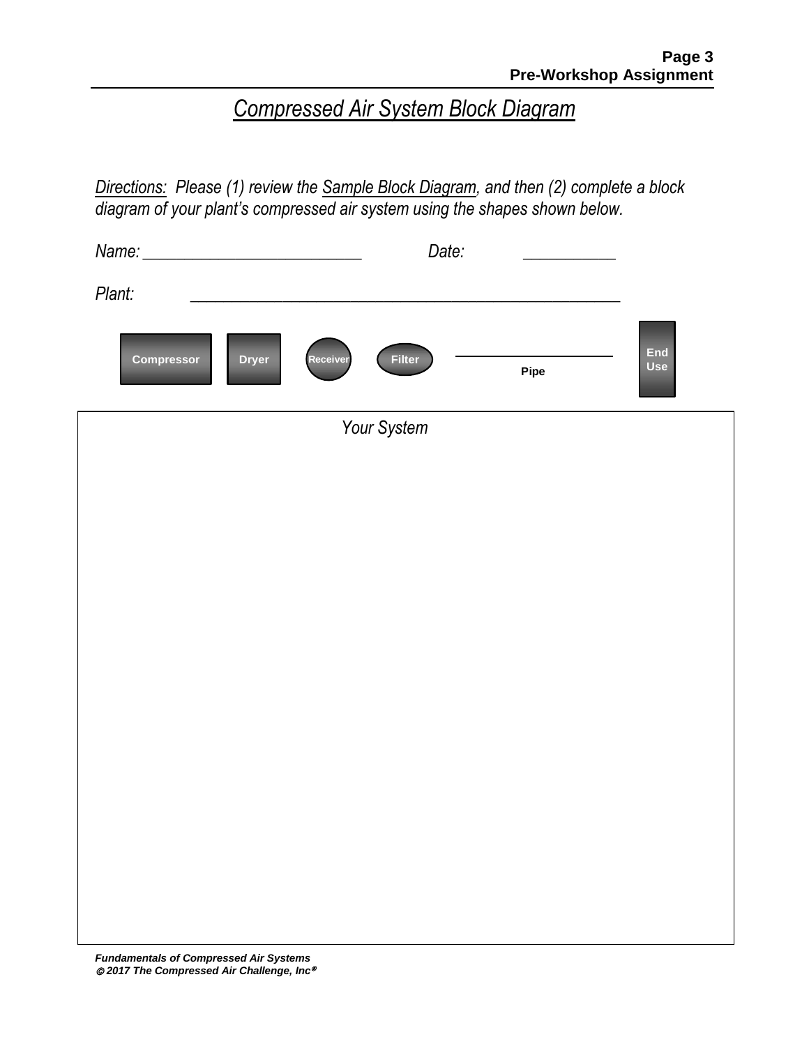# *Compressed Air System Block Diagram*

*Directions: Please (1) review the Sample Block Diagram, and then (2) complete a block diagram of your plant's compressed air system using the shapes shown below.*

*Name:* ___________________________ *Date:* ___________

*Plant:* _____________________________________________________

Compressor  Dryer  Receiver  Filter  Pipe  End Use

*Your System*

**Fundamentals of Compressed Air Systems**
**© 2017 The Compressed Air Challenge, Inc®**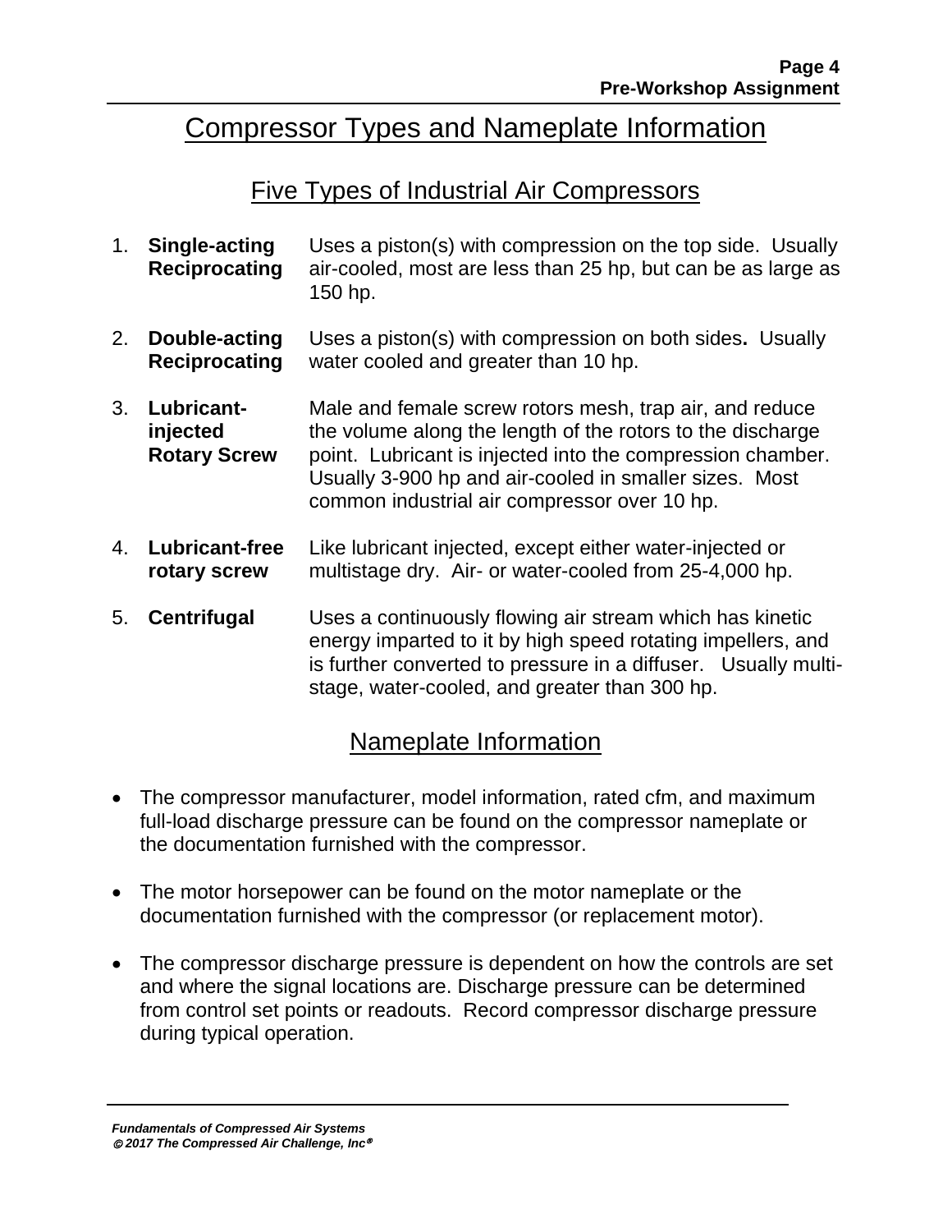# Compressor Types and Nameplate Information

## Five Types of Industrial Air Compressors

1. **Single-acting Reciprocating** — Uses a piston(s) with compression on the top side. Usually air-cooled, most are less than 25 hp, but can be as large as 150 hp.

2. **Double-acting Reciprocating** — Uses a piston(s) with compression on both sides**.** Usually water cooled and greater than 10 hp.

3. **Lubricant-injected Rotary Screw** — Male and female screw rotors mesh, trap air, and reduce the volume along the length of the rotors to the discharge point. Lubricant is injected into the compression chamber. Usually 3-900 hp and air-cooled in smaller sizes. Most common industrial air compressor over 10 hp.

4. **Lubricant-free rotary screw** — Like lubricant injected, except either water-injected or multistage dry. Air- or water-cooled from 25-4,000 hp.

5. **Centrifugal** — Uses a continuously flowing air stream which has kinetic energy imparted to it by high speed rotating impellers, and is further converted to pressure in a diffuser. Usually multi-stage, water-cooled, and greater than 300 hp.

## Nameplate Information

- The compressor manufacturer, model information, rated cfm, and maximum full-load discharge pressure can be found on the compressor nameplate or the documentation furnished with the compressor.

- The motor horsepower can be found on the motor nameplate or the documentation furnished with the compressor (or replacement motor).

- The compressor discharge pressure is dependent on how the controls are set and where the signal locations are. Discharge pressure can be determined from control set points or readouts. Record compressor discharge pressure during typical operation.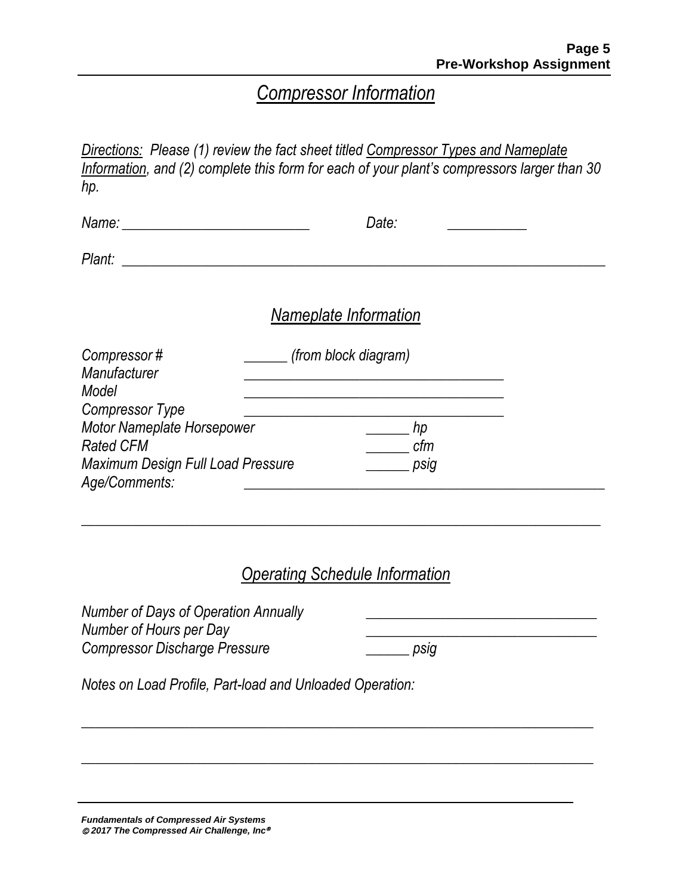# *Compressor Information*

*Directions: Please (1) review the fact sheet titled Compressor Types and Nameplate Information, and (2) complete this form for each of your plant's compressors larger than 30 hp.*

*Name:* _________________________ *Date:* __________

*Plant:* ____________________________________________________________________

## *Nameplate Information*

*Compressor #* ______ *(from block diagram)*
*Manufacturer* ___________________________________
*Model* ___________________________________
*Compressor Type* ___________________________________
*Motor Nameplate Horsepower* ______ *hp*
*Rated CFM* ______ *cfm*
*Maximum Design Full Load Pressure* ______ *psig*
*Age/Comments:* ______________________________________________

______________________________________________________________________

## *Operating Schedule Information*

*Number of Days of Operation Annually* ______________________________
*Number of Hours per Day* ______________________________
*Compressor Discharge Pressure* ______ *psig*

*Notes on Load Profile, Part-load and Unloaded Operation:*

______________________________________________________________________

______________________________________________________________________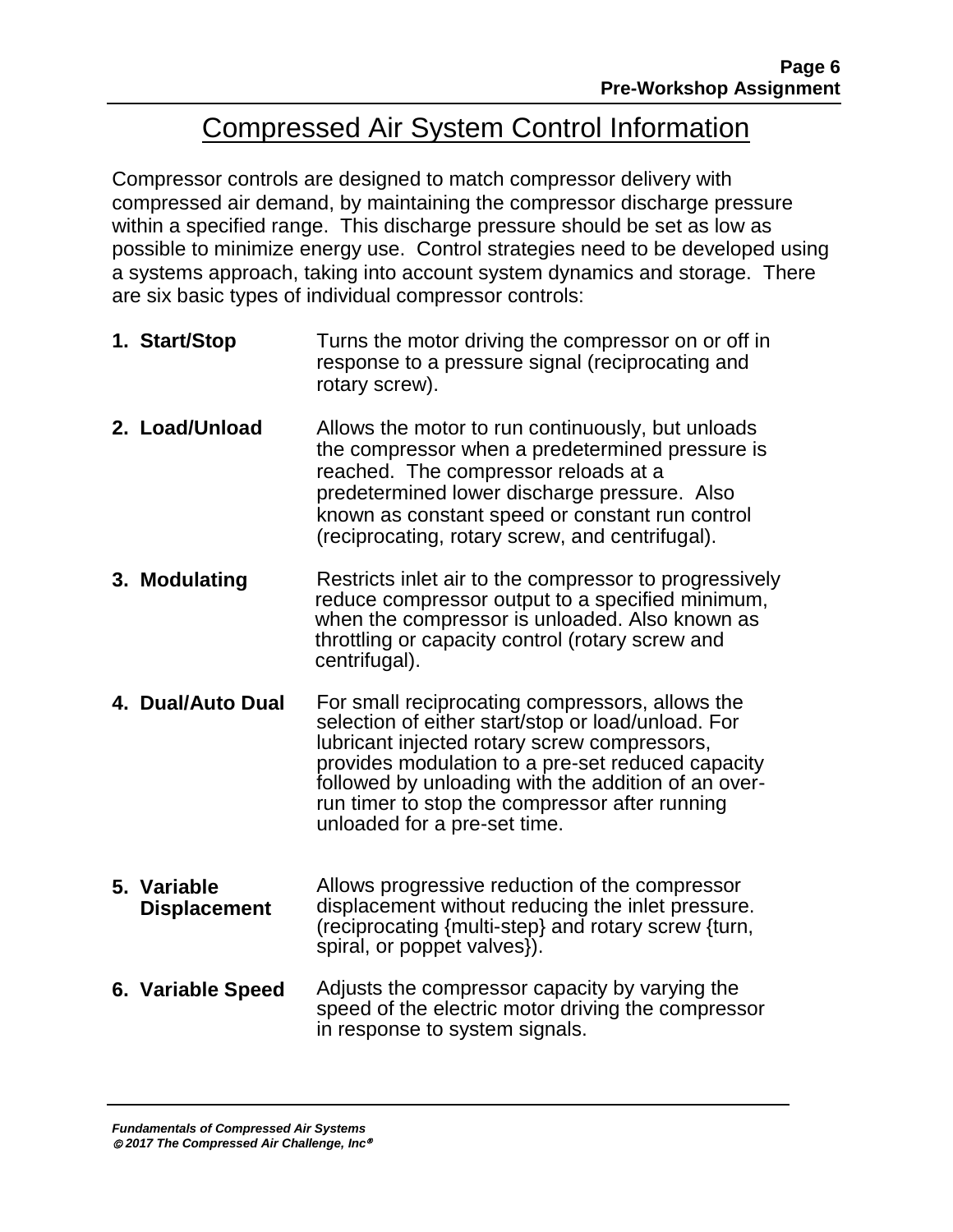# Compressed Air System Control Information

Compressor controls are designed to match compressor delivery with compressed air demand, by maintaining the compressor discharge pressure within a specified range. This discharge pressure should be set as low as possible to minimize energy use. Control strategies need to be developed using a systems approach, taking into account system dynamics and storage. There are six basic types of individual compressor controls:

1. **Start/Stop** — Turns the motor driving the compressor on or off in response to a pressure signal (reciprocating and rotary screw).

2. **Load/Unload** — Allows the motor to run continuously, but unloads the compressor when a predetermined pressure is reached. The compressor reloads at a predetermined lower discharge pressure. Also known as constant speed or constant run control (reciprocating, rotary screw, and centrifugal).

3. **Modulating** — Restricts inlet air to the compressor to progressively reduce compressor output to a specified minimum, when the compressor is unloaded. Also known as throttling or capacity control (rotary screw and centrifugal).

4. **Dual/Auto Dual** — For small reciprocating compressors, allows the selection of either start/stop or load/unload. For lubricant injected rotary screw compressors, provides modulation to a pre-set reduced capacity followed by unloading with the addition of an over-run timer to stop the compressor after running unloaded for a pre-set time.

5. **Variable Displacement** — Allows progressive reduction of the compressor displacement without reducing the inlet pressure. (reciprocating {multi-step} and rotary screw {turn, spiral, or poppet valves}).

6. **Variable Speed** — Adjusts the compressor capacity by varying the speed of the electric motor driving the compressor in response to system signals.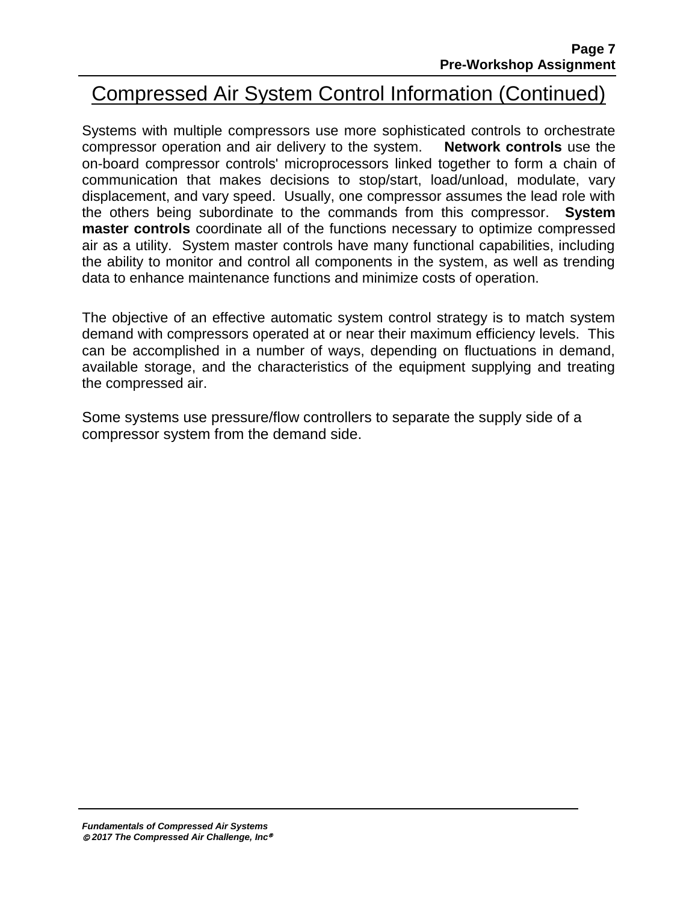# Compressed Air System Control Information (Continued)

Systems with multiple compressors use more sophisticated controls to orchestrate compressor operation and air delivery to the system. **Network controls** use the on-board compressor controls' microprocessors linked together to form a chain of communication that makes decisions to stop/start, load/unload, modulate, vary displacement, and vary speed. Usually, one compressor assumes the lead role with the others being subordinate to the commands from this compressor. **System master controls** coordinate all of the functions necessary to optimize compressed air as a utility. System master controls have many functional capabilities, including the ability to monitor and control all components in the system, as well as trending data to enhance maintenance functions and minimize costs of operation.

The objective of an effective automatic system control strategy is to match system demand with compressors operated at or near their maximum efficiency levels. This can be accomplished in a number of ways, depending on fluctuations in demand, available storage, and the characteristics of the equipment supplying and treating the compressed air.

Some systems use pressure/flow controllers to separate the supply side of a compressor system from the demand side.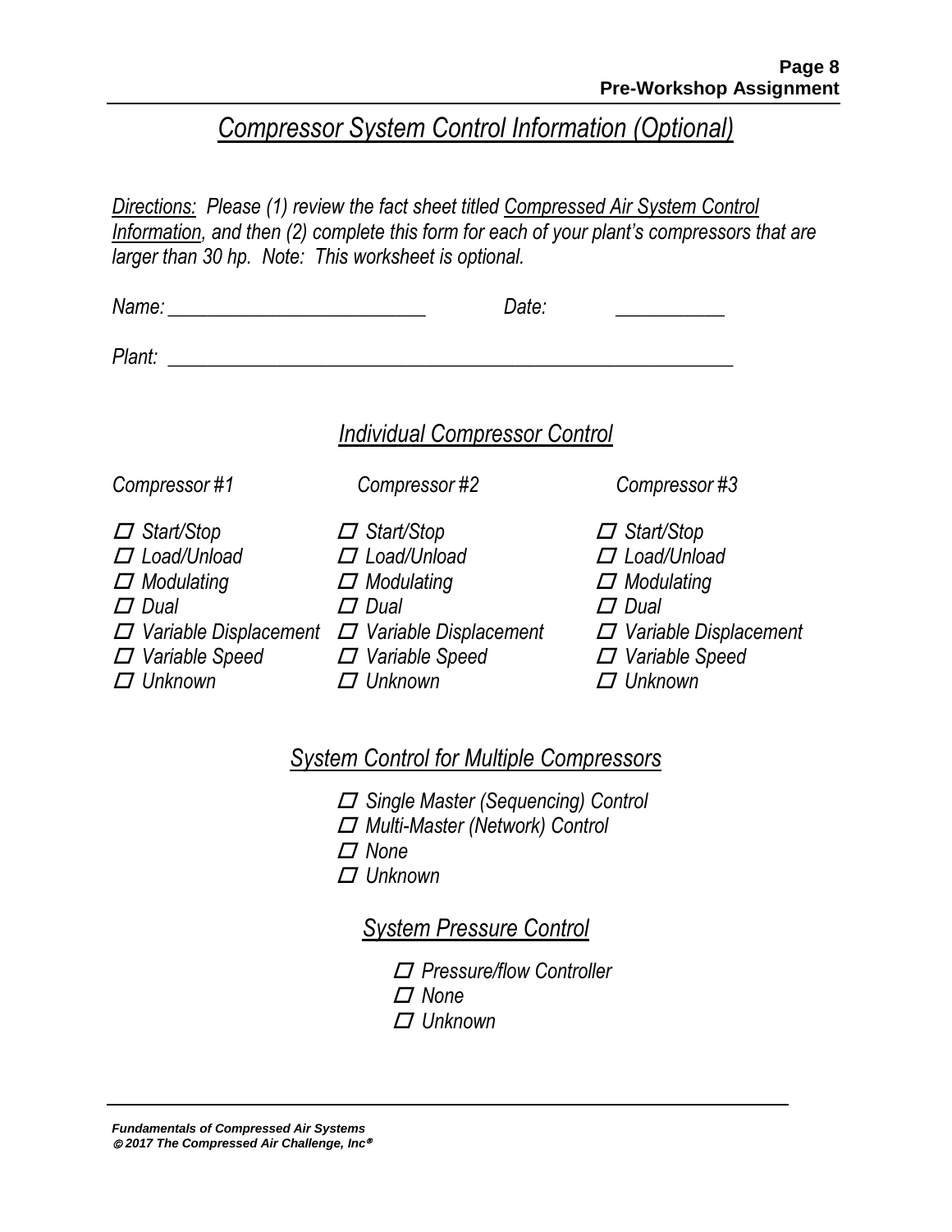# *Compressor System Control Information (Optional)*

*Directions: Please (1) review the fact sheet titled Compressed Air System Control Information, and then (2) complete this form for each of your plant's compressors that are larger than 30 hp. Note: This worksheet is optional.*

*Name:* ___________________________ *Date:* ___________

*Plant:* ______________________________________________________________

## *Individual Compressor Control*

| *Compressor #1* | *Compressor #2* | *Compressor #3* |
|---|---|---|
| ☐ *Start/Stop* | ☐ *Start/Stop* | ☐ *Start/Stop* |
| ☐ *Load/Unload* | ☐ *Load/Unload* | ☐ *Load/Unload* |
| ☐ *Modulating* | ☐ *Modulating* | ☐ *Modulating* |
| ☐ *Dual* | ☐ *Dual* | ☐ *Dual* |
| ☐ *Variable Displacement* | ☐ *Variable Displacement* | ☐ *Variable Displacement* |
| ☐ *Variable Speed* | ☐ *Variable Speed* | ☐ *Variable Speed* |
| ☐ *Unknown* | ☐ *Unknown* | ☐ *Unknown* |

## *System Control for Multiple Compressors*

- ☐ *Single Master (Sequencing) Control*
- ☐ *Multi-Master (Network) Control*
- ☐ *None*
- ☐ *Unknown*

## *System Pressure Control*

- ☐ *Pressure/flow Controller*
- ☐ *None*
- ☐ *Unknown*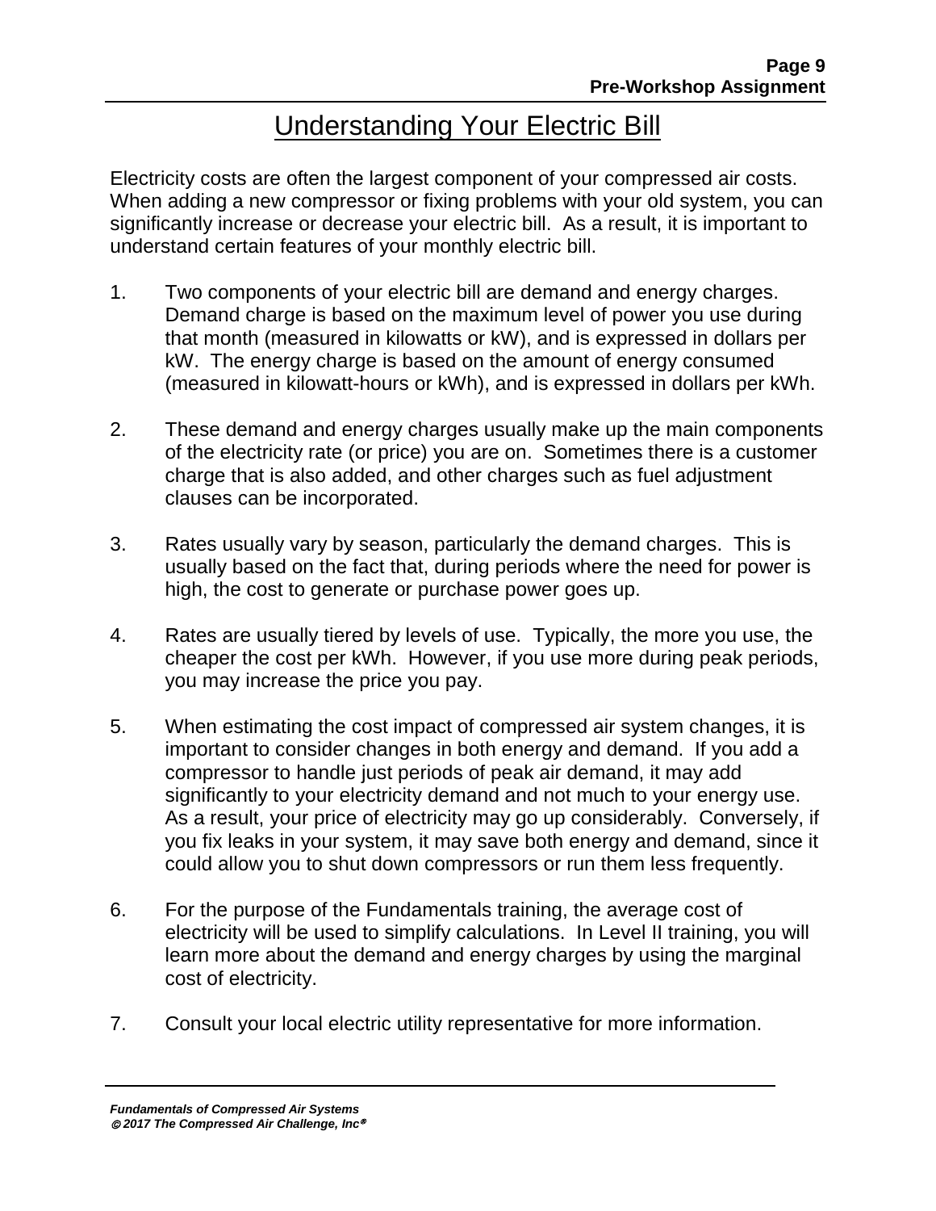# Understanding Your Electric Bill

Electricity costs are often the largest component of your compressed air costs. When adding a new compressor or fixing problems with your old system, you can significantly increase or decrease your electric bill. As a result, it is important to understand certain features of your monthly electric bill.

1. Two components of your electric bill are demand and energy charges. Demand charge is based on the maximum level of power you use during that month (measured in kilowatts or kW), and is expressed in dollars per kW. The energy charge is based on the amount of energy consumed (measured in kilowatt-hours or kWh), and is expressed in dollars per kWh.

2. These demand and energy charges usually make up the main components of the electricity rate (or price) you are on. Sometimes there is a customer charge that is also added, and other charges such as fuel adjustment clauses can be incorporated.

3. Rates usually vary by season, particularly the demand charges. This is usually based on the fact that, during periods where the need for power is high, the cost to generate or purchase power goes up.

4. Rates are usually tiered by levels of use. Typically, the more you use, the cheaper the cost per kWh. However, if you use more during peak periods, you may increase the price you pay.

5. When estimating the cost impact of compressed air system changes, it is important to consider changes in both energy and demand. If you add a compressor to handle just periods of peak air demand, it may add significantly to your electricity demand and not much to your energy use. As a result, your price of electricity may go up considerably. Conversely, if you fix leaks in your system, it may save both energy and demand, since it could allow you to shut down compressors or run them less frequently.

6. For the purpose of the Fundamentals training, the average cost of electricity will be used to simplify calculations. In Level II training, you will learn more about the demand and energy charges by using the marginal cost of electricity.

7. Consult your local electric utility representative for more information.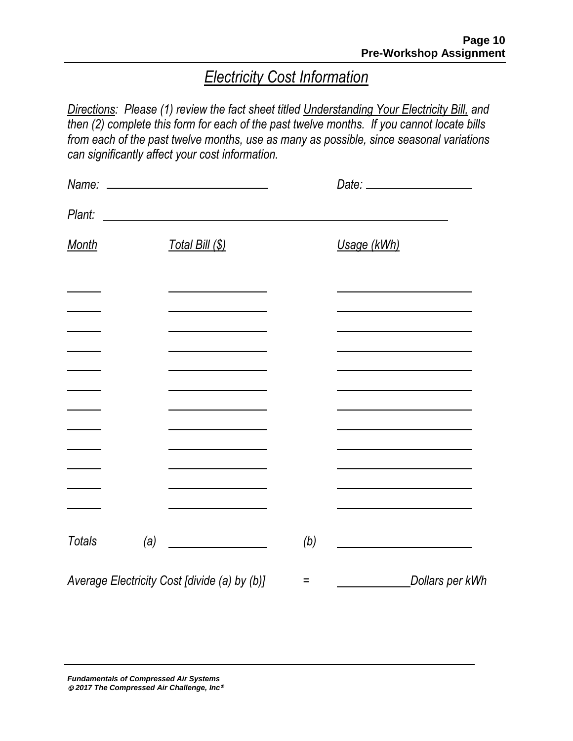# *Electricity Cost Information*

*Directions: Please (1) review the fact sheet titled Understanding Your Electricity Bill, and then (2) complete this form for each of the past twelve months. If you cannot locate bills from each of the past twelve months, use as many as possible, since seasonal variations can significantly affect your cost information.*

*Name:* ______________________________ *Date:* ____________________

*Plant:* ____________________________________________________________

| *Month* | *Total Bill ($)* | *Usage (kWh)* |
|---|---|---|
| ______ | ________________ | ______________________ |
| ______ | ________________ | ______________________ |
| ______ | ________________ | ______________________ |
| ______ | ________________ | ______________________ |
| ______ | ________________ | ______________________ |
| ______ | ________________ | ______________________ |
| ______ | ________________ | ______________________ |
| ______ | ________________ | ______________________ |
| ______ | ________________ | ______________________ |
| ______ | ________________ | ______________________ |
| ______ | ________________ | ______________________ |
| ______ | ________________ | ______________________ |
| *Totals* | *(a)* ________________ | *(b)* ______________________ |

*Average Electricity Cost [divide (a) by (b)]* = ____________ *Dollars per kWh*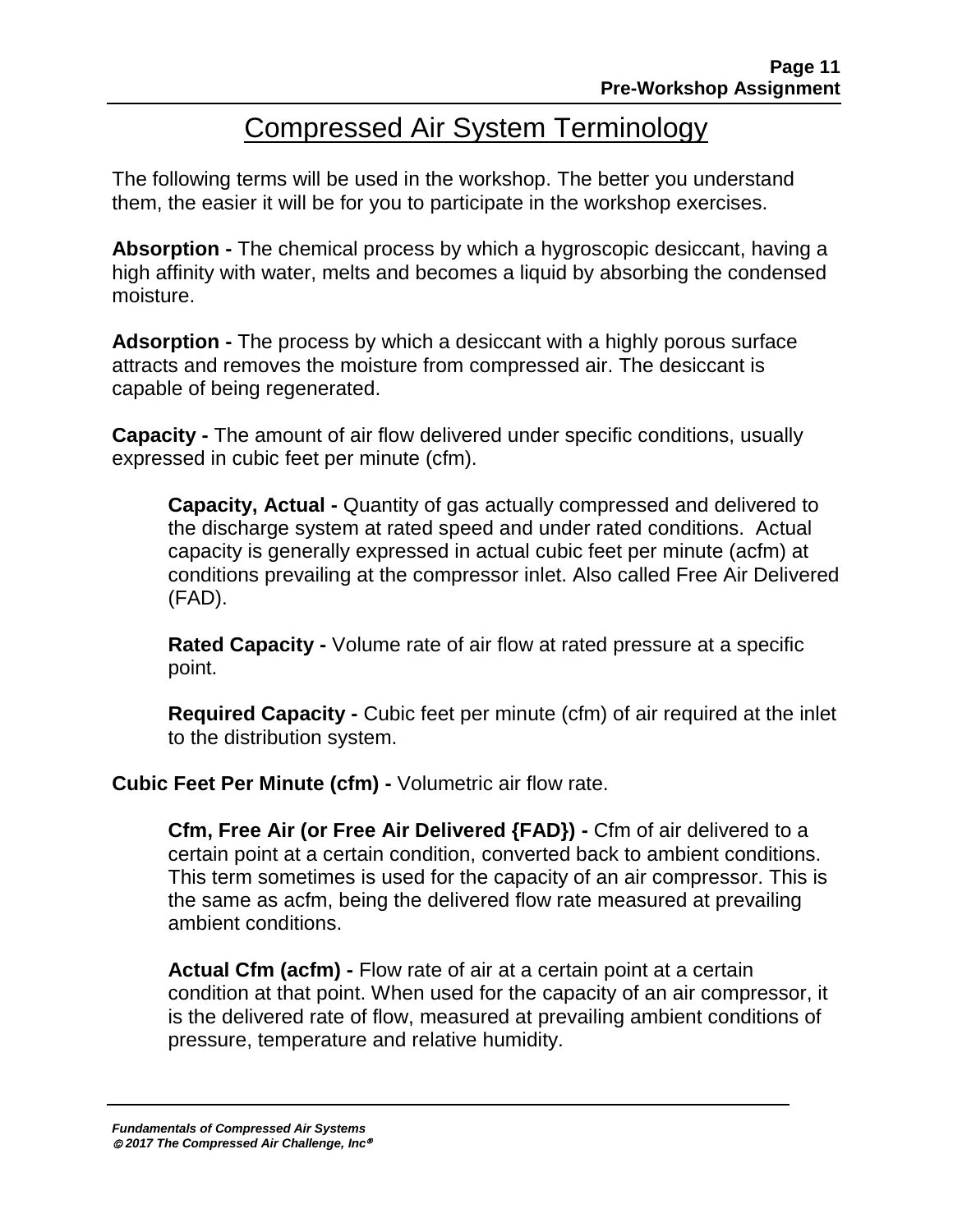# Compressed Air System Terminology

The following terms will be used in the workshop. The better you understand them, the easier it will be for you to participate in the workshop exercises.

**Absorption -** The chemical process by which a hygroscopic desiccant, having a high affinity with water, melts and becomes a liquid by absorbing the condensed moisture.

**Adsorption -** The process by which a desiccant with a highly porous surface attracts and removes the moisture from compressed air. The desiccant is capable of being regenerated.

**Capacity -** The amount of air flow delivered under specific conditions, usually expressed in cubic feet per minute (cfm).

> **Capacity, Actual -** Quantity of gas actually compressed and delivered to the discharge system at rated speed and under rated conditions. Actual capacity is generally expressed in actual cubic feet per minute (acfm) at conditions prevailing at the compressor inlet. Also called Free Air Delivered (FAD).
>
> **Rated Capacity -** Volume rate of air flow at rated pressure at a specific point.
>
> **Required Capacity -** Cubic feet per minute (cfm) of air required at the inlet to the distribution system.

**Cubic Feet Per Minute (cfm) -** Volumetric air flow rate.

> **Cfm, Free Air (or Free Air Delivered {FAD}) -** Cfm of air delivered to a certain point at a certain condition, converted back to ambient conditions. This term sometimes is used for the capacity of an air compressor. This is the same as acfm, being the delivered flow rate measured at prevailing ambient conditions.
>
> **Actual Cfm (acfm) -** Flow rate of air at a certain point at a certain condition at that point. When used for the capacity of an air compressor, it is the delivered rate of flow, measured at prevailing ambient conditions of pressure, temperature and relative humidity.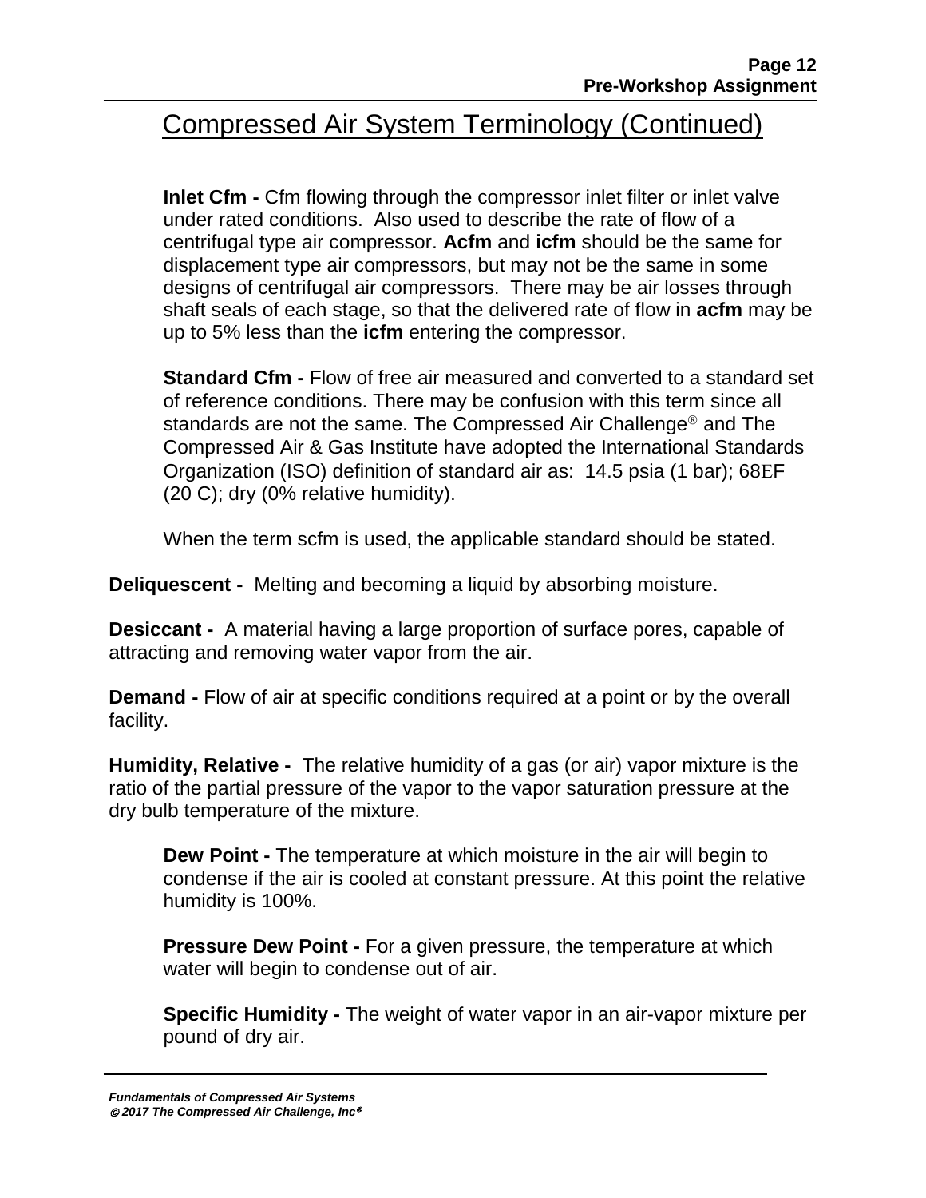# Compressed Air System Terminology (Continued)

**Inlet Cfm -** Cfm flowing through the compressor inlet filter or inlet valve under rated conditions. Also used to describe the rate of flow of a centrifugal type air compressor. **Acfm** and **icfm** should be the same for displacement type air compressors, but may not be the same in some designs of centrifugal air compressors. There may be air losses through shaft seals of each stage, so that the delivered rate of flow in **acfm** may be up to 5% less than the **icfm** entering the compressor.

**Standard Cfm -** Flow of free air measured and converted to a standard set of reference conditions. There may be confusion with this term since all standards are not the same. The Compressed Air Challenge® and The Compressed Air & Gas Institute have adopted the International Standards Organization (ISO) definition of standard air as: 14.5 psia (1 bar); 68EF (20 C); dry (0% relative humidity).

When the term scfm is used, the applicable standard should be stated.

**Deliquescent -** Melting and becoming a liquid by absorbing moisture.

**Desiccant -** A material having a large proportion of surface pores, capable of attracting and removing water vapor from the air.

**Demand -** Flow of air at specific conditions required at a point or by the overall facility.

**Humidity, Relative -** The relative humidity of a gas (or air) vapor mixture is the ratio of the partial pressure of the vapor to the vapor saturation pressure at the dry bulb temperature of the mixture.

**Dew Point -** The temperature at which moisture in the air will begin to condense if the air is cooled at constant pressure. At this point the relative humidity is 100%.

**Pressure Dew Point -** For a given pressure, the temperature at which water will begin to condense out of air.

**Specific Humidity -** The weight of water vapor in an air-vapor mixture per pound of dry air.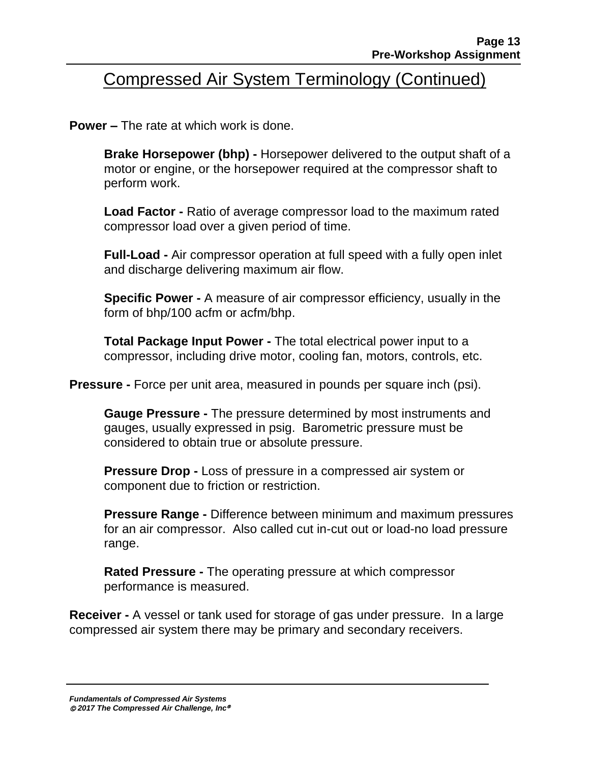# Compressed Air System Terminology (Continued)

**Power –** The rate at which work is done.

> **Brake Horsepower (bhp) -** Horsepower delivered to the output shaft of a motor or engine, or the horsepower required at the compressor shaft to perform work.
>
> **Load Factor -** Ratio of average compressor load to the maximum rated compressor load over a given period of time.
>
> **Full-Load -** Air compressor operation at full speed with a fully open inlet and discharge delivering maximum air flow.
>
> **Specific Power -** A measure of air compressor efficiency, usually in the form of bhp/100 acfm or acfm/bhp.
>
> **Total Package Input Power -** The total electrical power input to a compressor, including drive motor, cooling fan, motors, controls, etc.

**Pressure -** Force per unit area, measured in pounds per square inch (psi).

> **Gauge Pressure -** The pressure determined by most instruments and gauges, usually expressed in psig. Barometric pressure must be considered to obtain true or absolute pressure.
>
> **Pressure Drop -** Loss of pressure in a compressed air system or component due to friction or restriction.
>
> **Pressure Range -** Difference between minimum and maximum pressures for an air compressor. Also called cut in-cut out or load-no load pressure range.
>
> **Rated Pressure -** The operating pressure at which compressor performance is measured.

**Receiver -** A vessel or tank used for storage of gas under pressure. In a large compressed air system there may be primary and secondary receivers.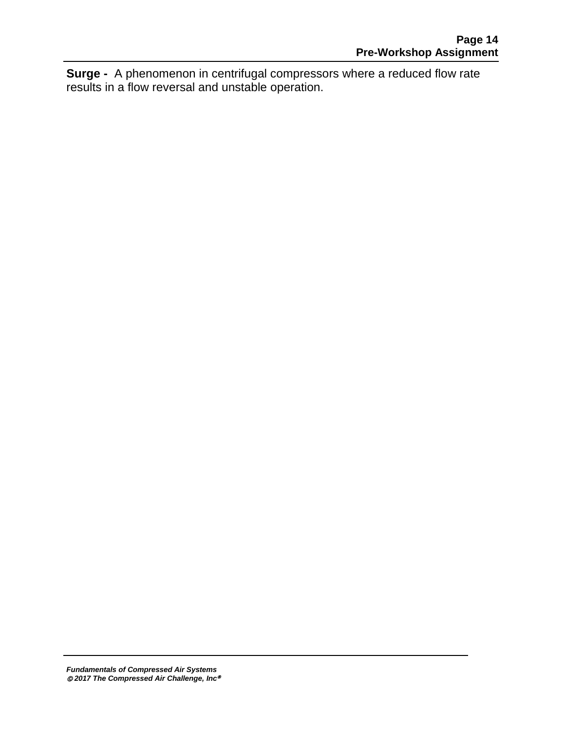**Surge -** A phenomenon in centrifugal compressors where a reduced flow rate results in a flow reversal and unstable operation.